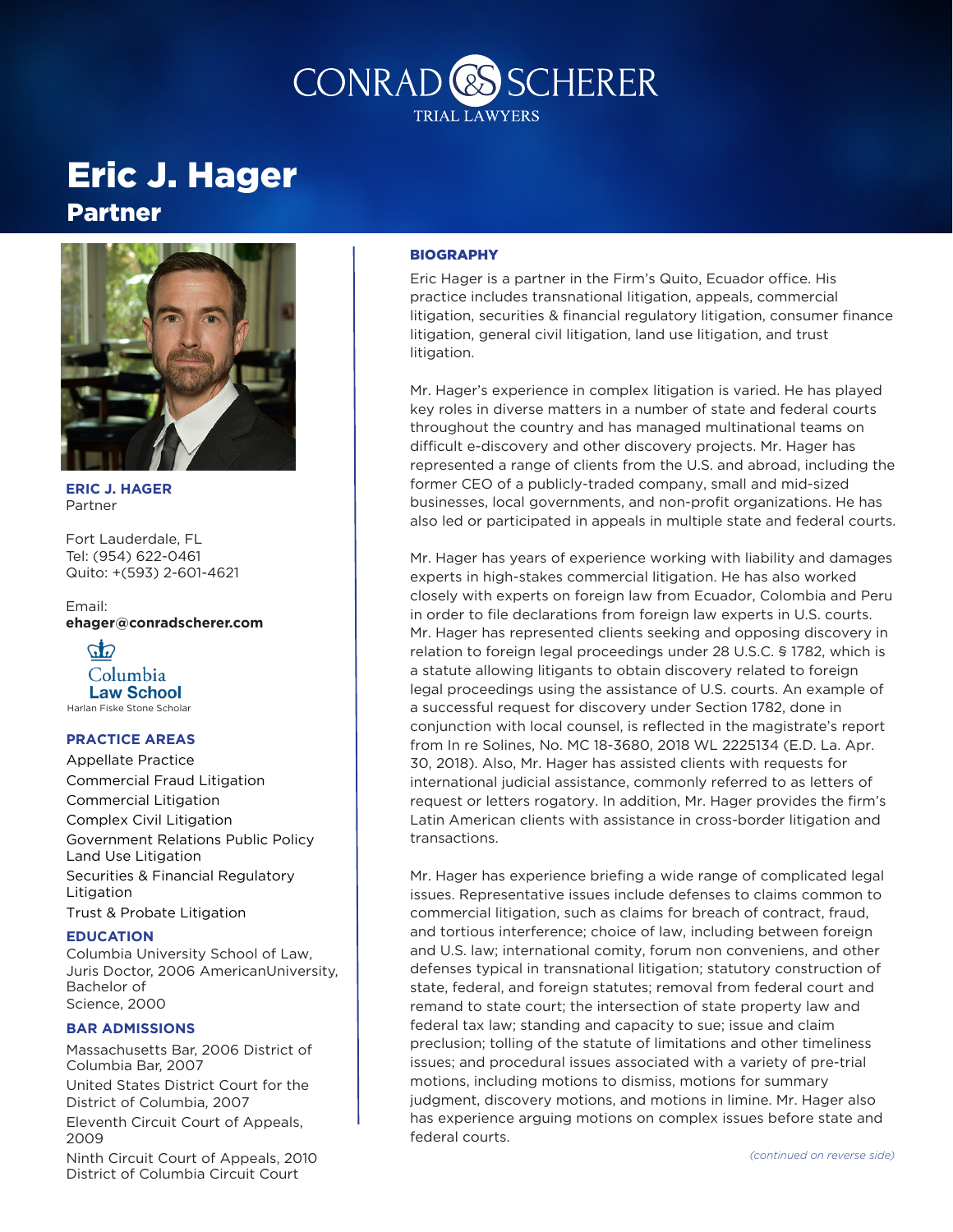CONRAD & SCHERER
TRIAL LAWYERS

# Eric J. Hager

## Partner

**ERIC J. HAGER**
Partner

Fort Lauderdale, FL
Tel: (954) 622-0461
Quito: +(593) 2-601-4621

Email:
**ehager@conradscherer.com**

Columbia Law School
Harlan Fiske Stone Scholar

### PRACTICE AREAS

Appellate Practice
Commercial Fraud Litigation
Commercial Litigation
Complex Civil Litigation
Government Relations Public Policy
Land Use Litigation
Securities & Financial Regulatory Litigation
Trust & Probate Litigation

### EDUCATION

Columbia University School of Law, Juris Doctor, 2006 AmericanUniversity, Bachelor of Science, 2000

### BAR ADMISSIONS

Massachusetts Bar, 2006 District of Columbia Bar, 2007
United States District Court for the District of Columbia, 2007
Eleventh Circuit Court of Appeals, 2009
Ninth Circuit Court of Appeals, 2010 District of Columbia Circuit Court

### BIOGRAPHY

Eric Hager is a partner in the Firm's Quito, Ecuador office. His practice includes transnational litigation, appeals, commercial litigation, securities & financial regulatory litigation, consumer finance litigation, general civil litigation, land use litigation, and trust litigation.

Mr. Hager's experience in complex litigation is varied. He has played key roles in diverse matters in a number of state and federal courts throughout the country and has managed multinational teams on difficult e-discovery and other discovery projects. Mr. Hager has represented a range of clients from the U.S. and abroad, including the former CEO of a publicly-traded company, small and mid-sized businesses, local governments, and non-profit organizations. He has also led or participated in appeals in multiple state and federal courts.

Mr. Hager has years of experience working with liability and damages experts in high-stakes commercial litigation. He has also worked closely with experts on foreign law from Ecuador, Colombia and Peru in order to file declarations from foreign law experts in U.S. courts. Mr. Hager has represented clients seeking and opposing discovery in relation to foreign legal proceedings under 28 U.S.C. § 1782, which is a statute allowing litigants to obtain discovery related to foreign legal proceedings using the assistance of U.S. courts. An example of a successful request for discovery under Section 1782, done in conjunction with local counsel, is reflected in the magistrate's report from In re Solines, No. MC 18-3680, 2018 WL 2225134 (E.D. La. Apr. 30, 2018). Also, Mr. Hager has assisted clients with requests for international judicial assistance, commonly referred to as letters of request or letters rogatory. In addition, Mr. Hager provides the firm's Latin American clients with assistance in cross-border litigation and transactions.

Mr. Hager has experience briefing a wide range of complicated legal issues. Representative issues include defenses to claims common to commercial litigation, such as claims for breach of contract, fraud, and tortious interference; choice of law, including between foreign and U.S. law; international comity, forum non conveniens, and other defenses typical in transnational litigation; statutory construction of state, federal, and foreign statutes; removal from federal court and remand to state court; the intersection of state property law and federal tax law; standing and capacity to sue; issue and claim preclusion; tolling of the statute of limitations and other timeliness issues; and procedural issues associated with a variety of pre-trial motions, including motions to dismiss, motions for summary judgment, discovery motions, and motions in limine. Mr. Hager also has experience arguing motions on complex issues before state and federal courts.

*(continued on reverse side)*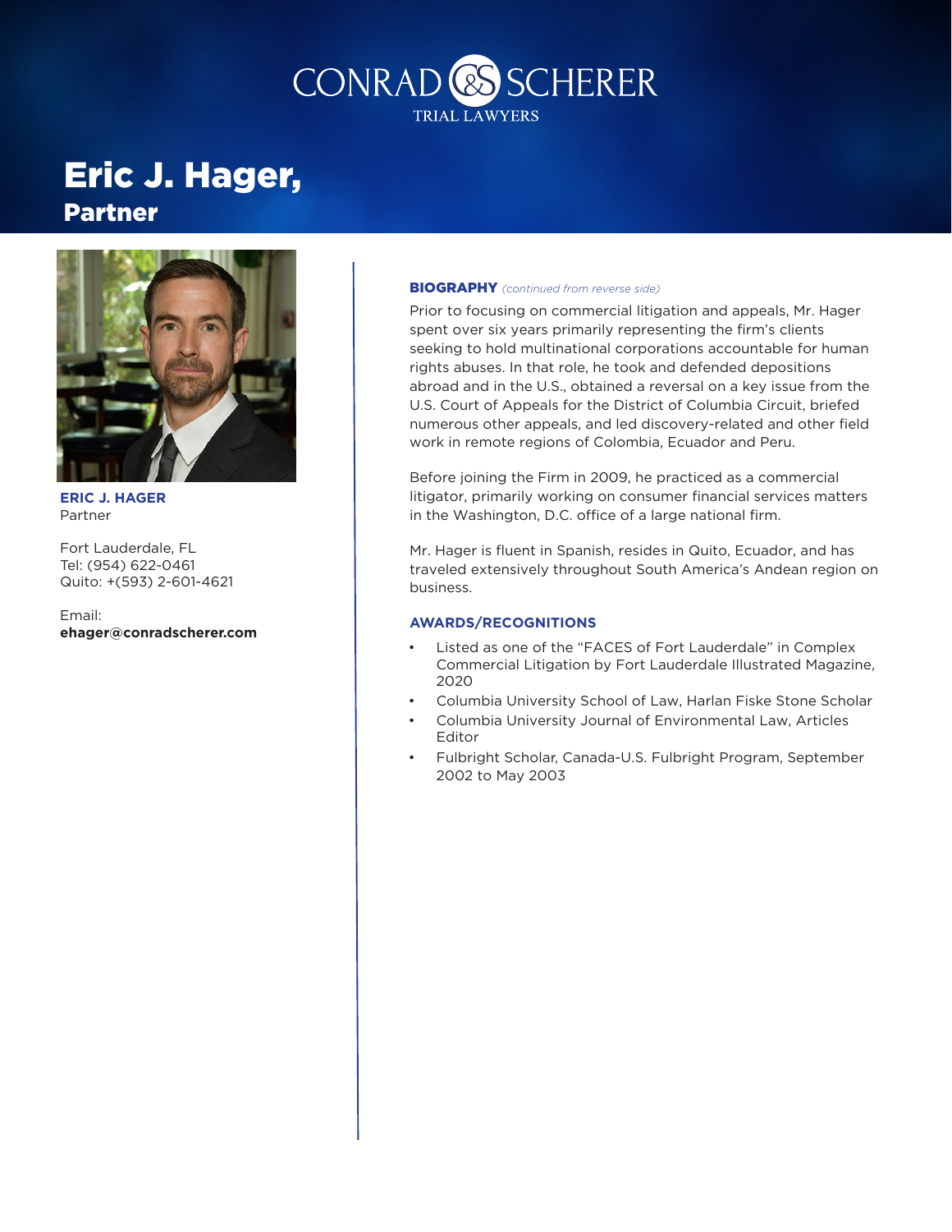CONRAD & SCHERER
TRIAL LAWYERS

# Eric J. Hager,
## Partner

**ERIC J. HAGER**
Partner

Fort Lauderdale, FL
Tel: (954) 622-0461
Quito: +(593) 2-601-4621

Email:
**ehager@conradscherer.com**

### BIOGRAPHY *(continued from reverse side)*

Prior to focusing on commercial litigation and appeals, Mr. Hager spent over six years primarily representing the firm's clients seeking to hold multinational corporations accountable for human rights abuses. In that role, he took and defended depositions abroad and in the U.S., obtained a reversal on a key issue from the U.S. Court of Appeals for the District of Columbia Circuit, briefed numerous other appeals, and led discovery-related and other field work in remote regions of Colombia, Ecuador and Peru.

Before joining the Firm in 2009, he practiced as a commercial litigator, primarily working on consumer financial services matters in the Washington, D.C. office of a large national firm.

Mr. Hager is fluent in Spanish, resides in Quito, Ecuador, and has traveled extensively throughout South America's Andean region on business.

### AWARDS/RECOGNITIONS

- Listed as one of the "FACES of Fort Lauderdale" in Complex Commercial Litigation by Fort Lauderdale Illustrated Magazine, 2020
- Columbia University School of Law, Harlan Fiske Stone Scholar
- Columbia University Journal of Environmental Law, Articles Editor
- Fulbright Scholar, Canada-U.S. Fulbright Program, September 2002 to May 2003